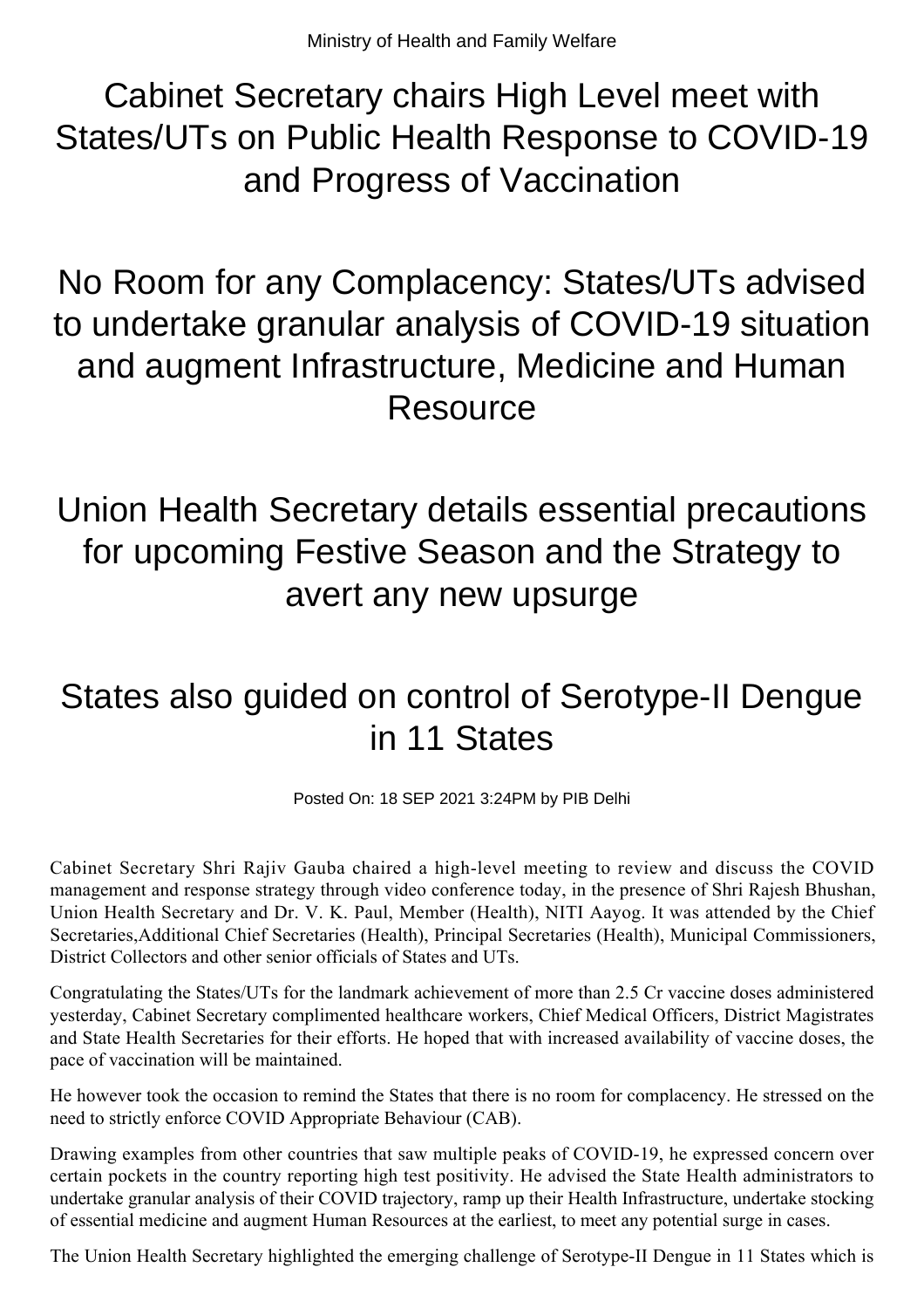Ministry of Health and Family Welfare

# Cabinet Secretary chairs High Level meet with States/UTs on Public Health Response to COVID-19 and Progress of Vaccination

# No Room for any Complacency: States/UTs advised to undertake granular analysis of COVID-19 situation and augment Infrastructure, Medicine and Human Resource

# Union Health Secretary details essential precautions for upcoming Festive Season and the Strategy to avert any new upsurge

# States also guided on control of Serotype-II Dengue in 11 States

Posted On: 18 SEP 2021 3:24PM by PIB Delhi

Cabinet Secretary Shri Rajiv Gauba chaired a high-level meeting to review and discuss the COVID management and response strategy through video conference today, in the presence of Shri Rajesh Bhushan, Union Health Secretary and Dr. V. K. Paul, Member (Health), NITI Aayog. It was attended by the Chief Secretaries,Additional Chief Secretaries (Health), Principal Secretaries (Health), Municipal Commissioners, District Collectors and other senior officials of States and UTs.

Congratulating the States/UTs for the landmark achievement of more than 2.5 Cr vaccine doses administered yesterday, Cabinet Secretary complimented healthcare workers, Chief Medical Officers, District Magistrates and State Health Secretaries for their efforts. He hoped that with increased availability of vaccine doses, the pace of vaccination will be maintained.

He however took the occasion to remind the States that there is no room for complacency. He stressed on the need to strictly enforce COVID Appropriate Behaviour (CAB).

Drawing examples from other countries that saw multiple peaks of COVID-19, he expressed concern over certain pockets in the country reporting high test positivity. He advised the State Health administrators to undertake granular analysis of their COVID trajectory, ramp up their Health Infrastructure, undertake stocking of essential medicine and augment Human Resources at the earliest, to meet any potential surge in cases.

The Union Health Secretary highlighted the emerging challenge of Serotype-II Dengue in 11 States which is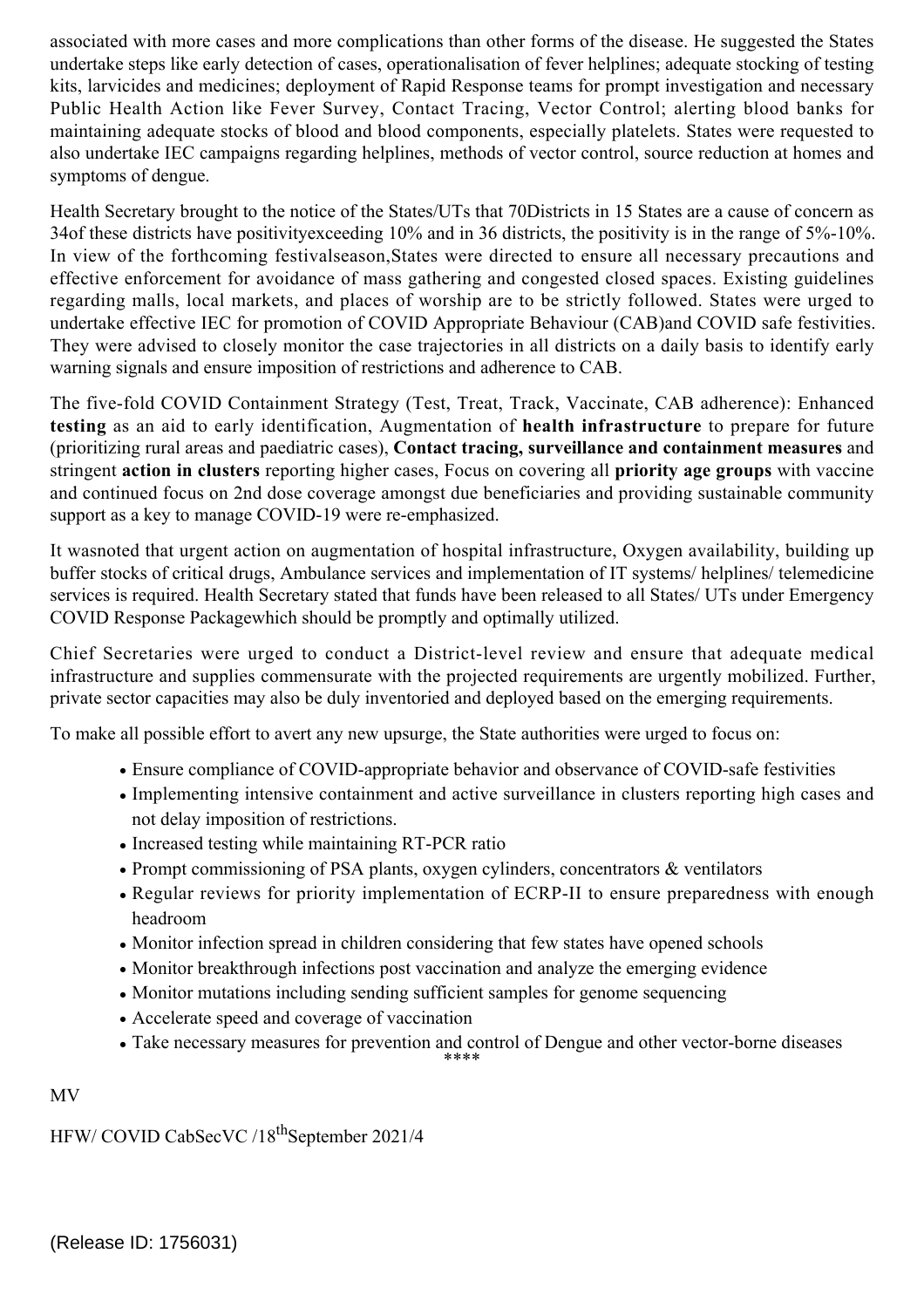associated with more cases and more complications than other forms of the disease. He suggested the States undertake steps like early detection of cases, operationalisation of fever helplines; adequate stocking of testing kits, larvicides and medicines; deployment of Rapid Response teams for prompt investigation and necessary Public Health Action like Fever Survey, Contact Tracing, Vector Control; alerting blood banks for maintaining adequate stocks of blood and blood components, especially platelets. States were requested to also undertake IEC campaigns regarding helplines, methods of vector control, source reduction at homes and symptoms of dengue.

Health Secretary brought to the notice of the States/UTs that 70Districts in 15 States are a cause of concern as 34of these districts have positivityexceeding 10% and in 36 districts, the positivity is in the range of 5%-10%. In view of the forthcoming festivalseason,States were directed to ensure all necessary precautions and effective enforcement for avoidance of mass gathering and congested closed spaces. Existing guidelines regarding malls, local markets, and places of worship are to be strictly followed. States were urged to undertake effective IEC for promotion of COVID Appropriate Behaviour (CAB)and COVID safe festivities. They were advised to closely monitor the case trajectories in all districts on a daily basis to identify early warning signals and ensure imposition of restrictions and adherence to CAB.

The five-fold COVID Containment Strategy (Test, Treat, Track, Vaccinate, CAB adherence): Enhanced **testing** as an aid to early identification, Augmentation of **health infrastructure** to prepare for future (prioritizing rural areas and paediatric cases), **Contact tracing, surveillance and containment measures** and stringent **action in clusters** reporting higher cases, Focus on covering all **priority age groups** with vaccine and continued focus on 2nd dose coverage amongst due beneficiaries and providing sustainable community support as a key to manage COVID-19 were re-emphasized.

It wasnoted that urgent action on augmentation of hospital infrastructure, Oxygen availability, building up buffer stocks of critical drugs, Ambulance services and implementation of IT systems/ helplines/ telemedicine services is required. Health Secretary stated that funds have been released to all States/ UTs under Emergency COVID Response Packagewhich should be promptly and optimally utilized.

Chief Secretaries were urged to conduct a District-level review and ensure that adequate medical infrastructure and supplies commensurate with the projected requirements are urgently mobilized. Further, private sector capacities may also be duly inventoried and deployed based on the emerging requirements.

To make all possible effort to avert any new upsurge, the State authorities were urged to focus on:

- Ensure compliance of COVID-appropriate behavior and observance of COVID-safe festivities
- Implementing intensive containment and active surveillance in clusters reporting high cases and not delay imposition of restrictions.
- Increased testing while maintaining RT-PCR ratio
- Prompt commissioning of PSA plants, oxygen cylinders, concentrators & ventilators
- Regular reviews for priority implementation of ECRP-II to ensure preparedness with enough headroom
- Monitor infection spread in children considering that few states have opened schools
- Monitor breakthrough infections post vaccination and analyze the emerging evidence
- Monitor mutations including sending sufficient samples for genome sequencing
- Accelerate speed and coverage of vaccination
- Take necessary measures for prevention and control of Dengue and other vector-borne diseases

\*\*\*\*

MV

HFW/ COVID CabSecVC /18th September 2021/4

(Release ID: 1756031)